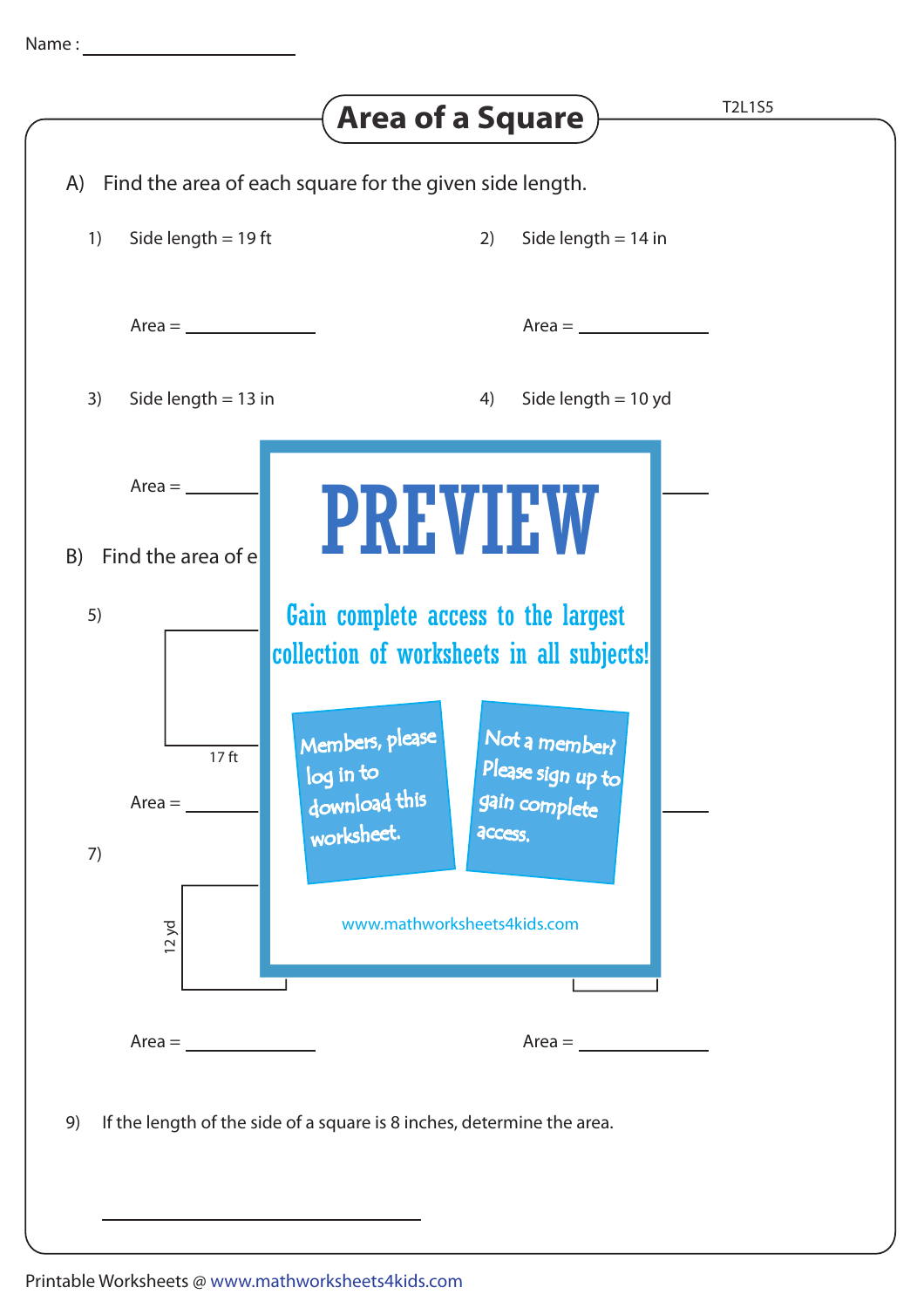Name : ____________________

# Area of a Square

T2L1S5

A) Find the area of each square for the given side length.

1) Side length = 19 ft

Area = ____________

2) Side length = 14 in

Area = ____________

3) Side length = 13 in

Area = ____________

4) Side length = 10 yd

____________

B) Find the area of e

5)

17 ft

Area = ____________

____________

7)

12 yd

Area = ____________

Area = ____________

PREVIEW

Gain complete access to the largest collection of worksheets in all subjects!

Members, please log in to download this worksheet.

Not a member? Please sign up to gain complete access.

www.mathworksheets4kids.com

9) If the length of the side of a square is 8 inches, determine the area.

______________________________

Printable Worksheets @ www.mathworksheets4kids.com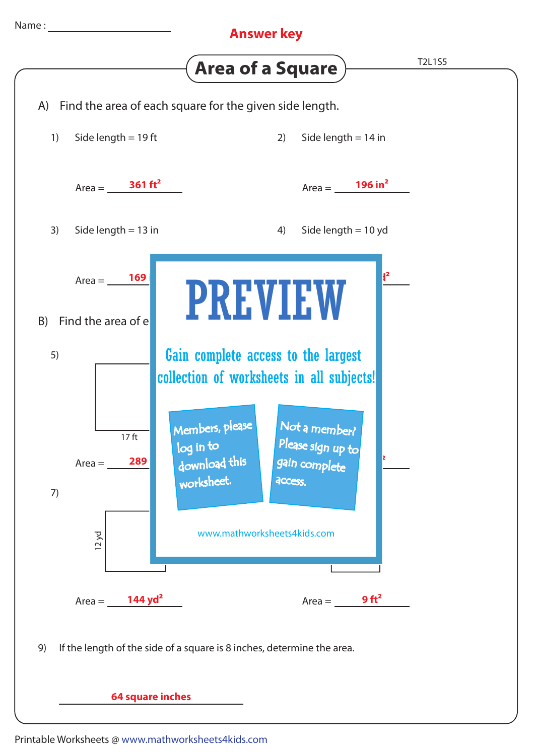Name : ____________________

**Answer key**

# Area of a Square

T2L1S5

A) Find the area of each square for the given side length.

1) Side length = 19 ft

Area = **361 $ft^2$**

2) Side length = 14 in

Area = **196 $in^2$**

3) Side length = 13 in

Area = **169**

4) Side length = 10 yd

Area = **$d^2$**

B) Find the area of e

5)

17 ft

Area = **289**

7)

12 yd

Area = **144 $yd^2$**

Area = **9 $ft^2$**

**PREVIEW**

Gain complete access to the largest collection of worksheets in all subjects!

Members, please log in to download this worksheet.

Not a member? Please sign up to gain complete access.

www.mathworksheets4kids.com

9) If the length of the side of a square is 8 inches, determine the area.

**64 square inches**

Printable Worksheets @ www.mathworksheets4kids.com